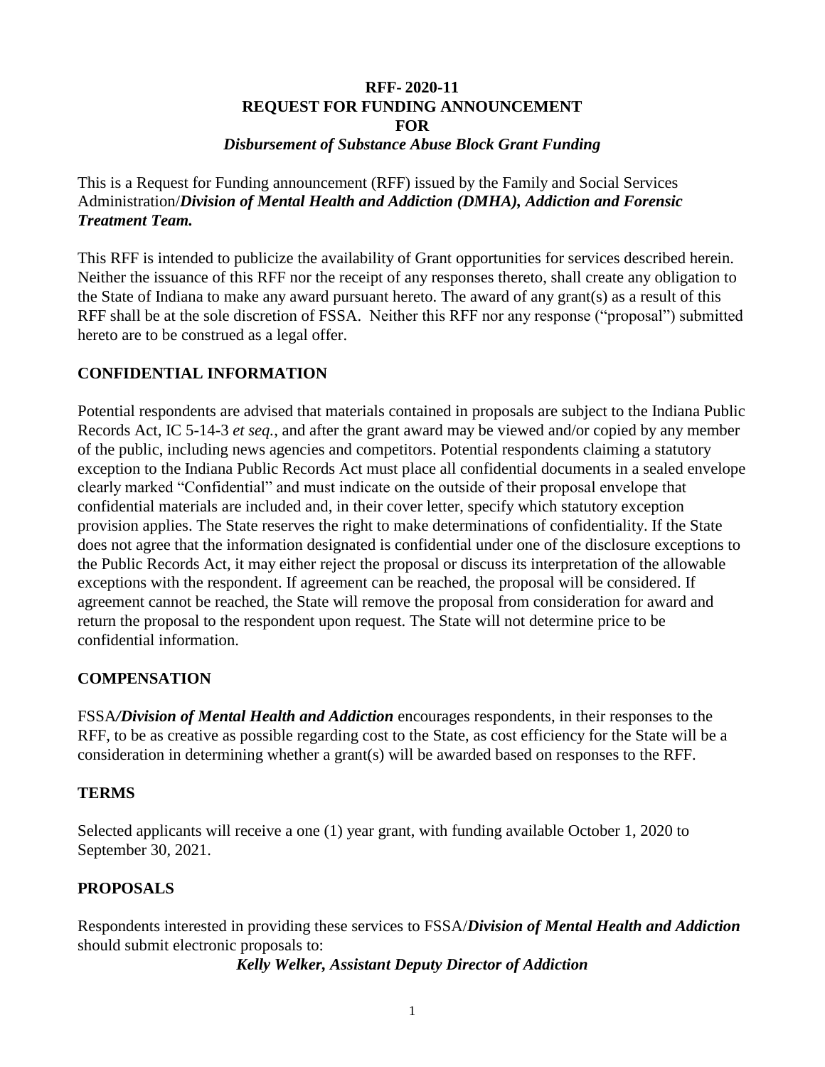**RFF- 2020-11**
**REQUEST FOR FUNDING ANNOUNCEMENT**
**FOR**
***Disbursement of Substance Abuse Block Grant Funding***

This is a Request for Funding announcement (RFF) issued by the Family and Social Services Administration/***Division of Mental Health and Addiction (DMHA), Addiction and Forensic Treatment Team.***

This RFF is intended to publicize the availability of Grant opportunities for services described herein. Neither the issuance of this RFF nor the receipt of any responses thereto, shall create any obligation to the State of Indiana to make any award pursuant hereto. The award of any grant(s) as a result of this RFF shall be at the sole discretion of FSSA. Neither this RFF nor any response ("proposal") submitted hereto are to be construed as a legal offer.

## CONFIDENTIAL INFORMATION

Potential respondents are advised that materials contained in proposals are subject to the Indiana Public Records Act, IC 5-14-3 *et seq.*, and after the grant award may be viewed and/or copied by any member of the public, including news agencies and competitors. Potential respondents claiming a statutory exception to the Indiana Public Records Act must place all confidential documents in a sealed envelope clearly marked "Confidential" and must indicate on the outside of their proposal envelope that confidential materials are included and, in their cover letter, specify which statutory exception provision applies. The State reserves the right to make determinations of confidentiality. If the State does not agree that the information designated is confidential under one of the disclosure exceptions to the Public Records Act, it may either reject the proposal or discuss its interpretation of the allowable exceptions with the respondent. If agreement can be reached, the proposal will be considered. If agreement cannot be reached, the State will remove the proposal from consideration for award and return the proposal to the respondent upon request. The State will not determine price to be confidential information.

## COMPENSATION

FSSA***/Division of Mental Health and Addiction*** encourages respondents, in their responses to the RFF, to be as creative as possible regarding cost to the State, as cost efficiency for the State will be a consideration in determining whether a grant(s) will be awarded based on responses to the RFF.

## TERMS

Selected applicants will receive a one (1) year grant, with funding available October 1, 2020 to September 30, 2021.

## PROPOSALS

Respondents interested in providing these services to FSSA/***Division of Mental Health and Addiction*** should submit electronic proposals to:

***Kelly Welker, Assistant Deputy Director of Addiction***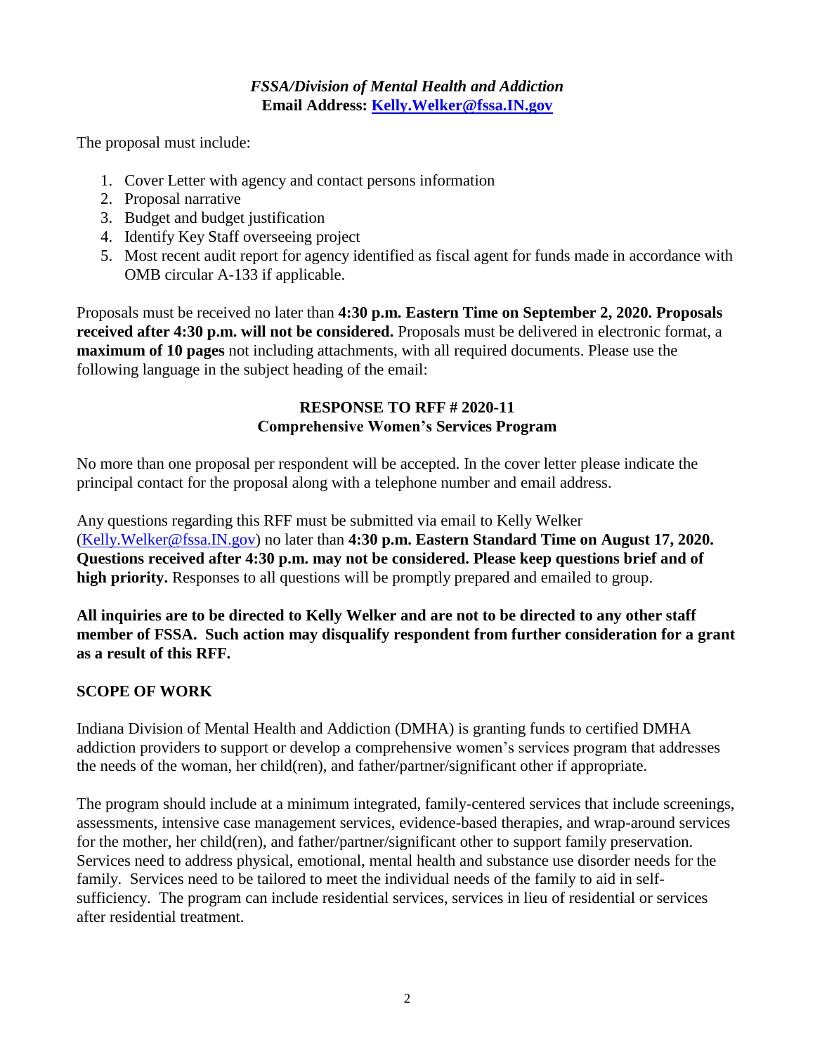***FSSA/Division of Mental Health and Addiction***
**Email Address: [Kelly.Welker@fssa.IN.gov](mailto:Kelly.Welker@fssa.IN.gov)**

The proposal must include:

1. Cover Letter with agency and contact persons information
2. Proposal narrative
3. Budget and budget justification
4. Identify Key Staff overseeing project
5. Most recent audit report for agency identified as fiscal agent for funds made in accordance with OMB circular A-133 if applicable.

Proposals must be received no later than **4:30 p.m. Eastern Time on September 2, 2020. Proposals received after 4:30 p.m. will not be considered.** Proposals must be delivered in electronic format, a **maximum of 10 pages** not including attachments, with all required documents. Please use the following language in the subject heading of the email:

**RESPONSE TO RFF # 2020-11**
**Comprehensive Women's Services Program**

No more than one proposal per respondent will be accepted. In the cover letter please indicate the principal contact for the proposal along with a telephone number and email address.

Any questions regarding this RFF must be submitted via email to Kelly Welker ([Kelly.Welker@fssa.IN.gov](mailto:Kelly.Welker@fssa.IN.gov)) no later than **4:30 p.m. Eastern Standard Time on August 17, 2020. Questions received after 4:30 p.m. may not be considered. Please keep questions brief and of high priority.** Responses to all questions will be promptly prepared and emailed to group.

**All inquiries are to be directed to Kelly Welker and are not to be directed to any other staff member of FSSA. Such action may disqualify respondent from further consideration for a grant as a result of this RFF.**

## SCOPE OF WORK

Indiana Division of Mental Health and Addiction (DMHA) is granting funds to certified DMHA addiction providers to support or develop a comprehensive women's services program that addresses the needs of the woman, her child(ren), and father/partner/significant other if appropriate.

The program should include at a minimum integrated, family-centered services that include screenings, assessments, intensive case management services, evidence-based therapies, and wrap-around services for the mother, her child(ren), and father/partner/significant other to support family preservation. Services need to address physical, emotional, mental health and substance use disorder needs for the family. Services need to be tailored to meet the individual needs of the family to aid in self-sufficiency. The program can include residential services, services in lieu of residential or services after residential treatment.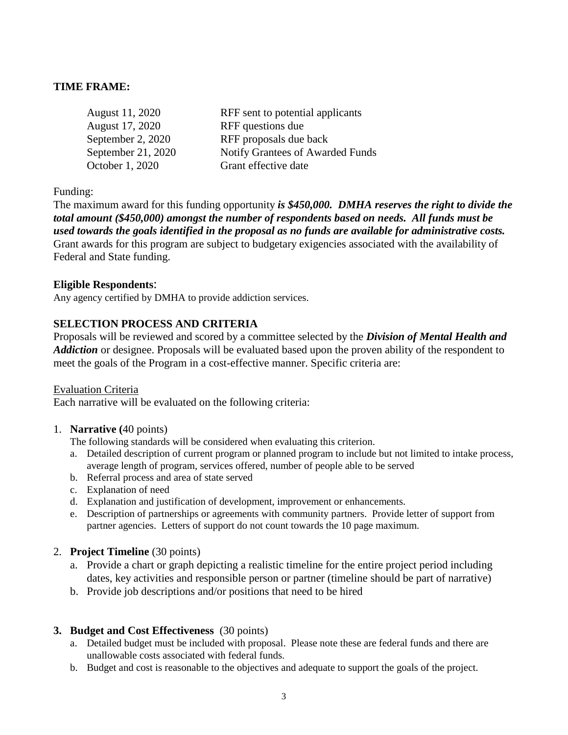**TIME FRAME:**

| | |
|---|---|
| August 11, 2020 | RFF sent to potential applicants |
| August 17, 2020 | RFF questions due |
| September 2, 2020 | RFF proposals due back |
| September 21, 2020 | Notify Grantees of Awarded Funds |
| October 1, 2020 | Grant effective date |

Funding:
The maximum award for this funding opportunity ***is $450,000. DMHA reserves the right to divide the total amount ($450,000) amongst the number of respondents based on needs. All funds must be used towards the goals identified in the proposal as no funds are available for administrative costs.*** Grant awards for this program are subject to budgetary exigencies associated with the availability of Federal and State funding.

**Eligible Respondents**:
Any agency certified by DMHA to provide addiction services.

**SELECTION PROCESS AND CRITERIA**
Proposals will be reviewed and scored by a committee selected by the ***Division of Mental Health and Addiction*** or designee. Proposals will be evaluated based upon the proven ability of the respondent to meet the goals of the Program in a cost-effective manner. Specific criteria are:

Evaluation Criteria
Each narrative will be evaluated on the following criteria:

1. **Narrative (**40 points)
   The following standards will be considered when evaluating this criterion.
   a. Detailed description of current program or planned program to include but not limited to intake process, average length of program, services offered, number of people able to be served
   b. Referral process and area of state served
   c. Explanation of need
   d. Explanation and justification of development, improvement or enhancements.
   e. Description of partnerships or agreements with community partners. Provide letter of support from partner agencies. Letters of support do not count towards the 10 page maximum.

2. **Project Timeline** (30 points)
   a. Provide a chart or graph depicting a realistic timeline for the entire project period including dates, key activities and responsible person or partner (timeline should be part of narrative)
   b. Provide job descriptions and/or positions that need to be hired

3. **Budget and Cost Effectiveness** (30 points)
   a. Detailed budget must be included with proposal. Please note these are federal funds and there are unallowable costs associated with federal funds.
   b. Budget and cost is reasonable to the objectives and adequate to support the goals of the project.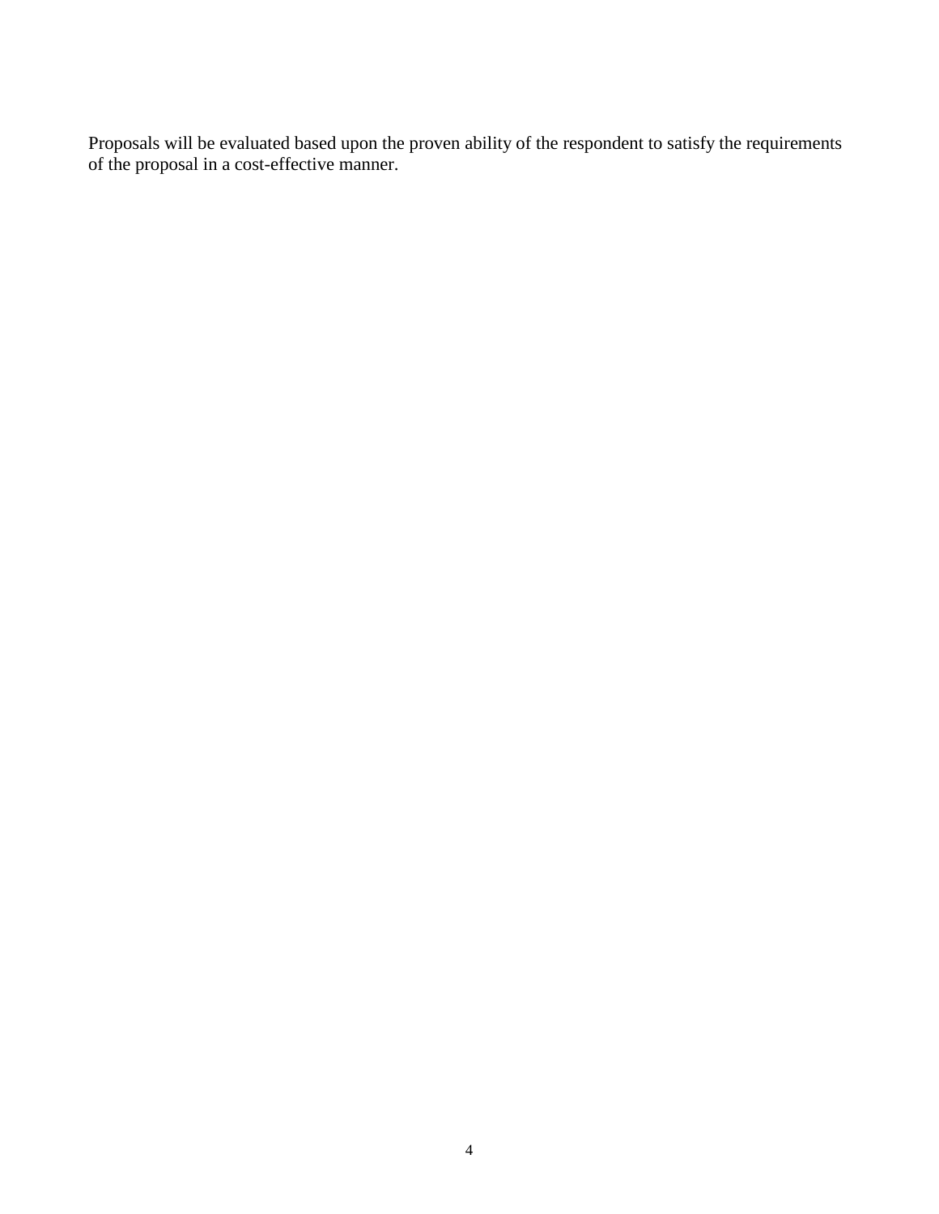Proposals will be evaluated based upon the proven ability of the respondent to satisfy the requirements of the proposal in a cost-effective manner.